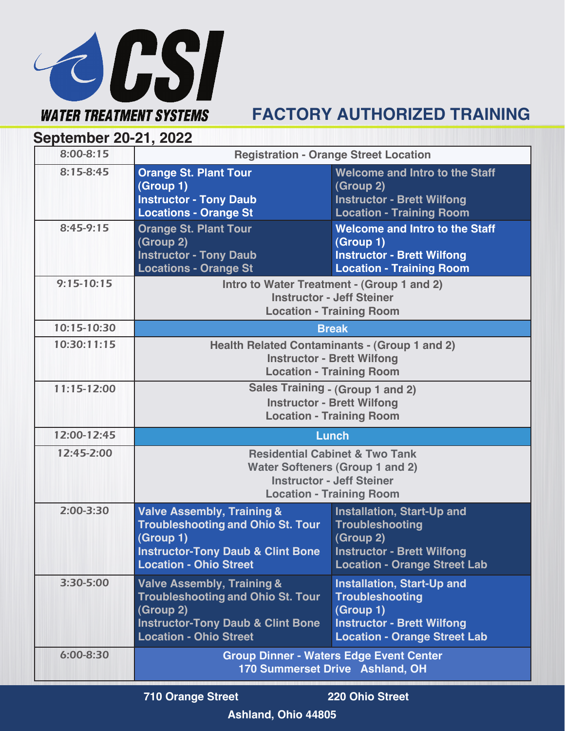# CSI

**WATER TREATMENT SYSTEMS**

## FACTORY AUTHORIZED TRAINING

### September 20-21, 2022

| Time | | |
|---|---|---|
| 8:00-8:15 | Registration - Orange Street Location | |
| 8:15-8:45 | Orange St. Plant Tour (Group 1) Instructor - Tony Daub Locations - Orange St | Welcome and Intro to the Staff (Group 2) Instructor - Brett Wilfong Location - Training Room |
| 8:45-9:15 | Orange St. Plant Tour (Group 2) Instructor - Tony Daub Locations - Orange St | Welcome and Intro to the Staff (Group 1) Instructor - Brett Wilfong Location - Training Room |
| 9:15-10:15 | Intro to Water Treatment - (Group 1 and 2) Instructor - Jeff Steiner Location - Training Room | |
| 10:15-10:30 | Break | |
| 10:30:11:15 | Health Related Contaminants - (Group 1 and 2) Instructor - Brett Wilfong Location - Training Room | |
| 11:15-12:00 | Sales Training - (Group 1 and 2) Instructor - Brett Wilfong Location - Training Room | |
| 12:00-12:45 | Lunch | |
| 12:45-2:00 | Residential Cabinet & Two Tank Water Softeners (Group 1 and 2) Instructor - Jeff Steiner Location - Training Room | |
| 2:00-3:30 | Valve Assembly, Training & Troubleshooting and Ohio St. Tour (Group 1) Instructor-Tony Daub & Clint Bone Location - Ohio Street | Installation, Start-Up and Troubleshooting (Group 2) Instructor - Brett Wilfong Location - Orange Street Lab |
| 3:30-5:00 | Valve Assembly, Training & Troubleshooting and Ohio St. Tour (Group 2) Instructor-Tony Daub & Clint Bone Location - Ohio Street | Installation, Start-Up and Troubleshooting (Group 1) Instructor - Brett Wilfong Location - Orange Street Lab |
| 6:00-8:30 | Group Dinner - Waters Edge Event Center 170 Summerset Drive Ashland, OH | |

**710 Orange Street** **220 Ohio Street**

**Ashland, Ohio 44805**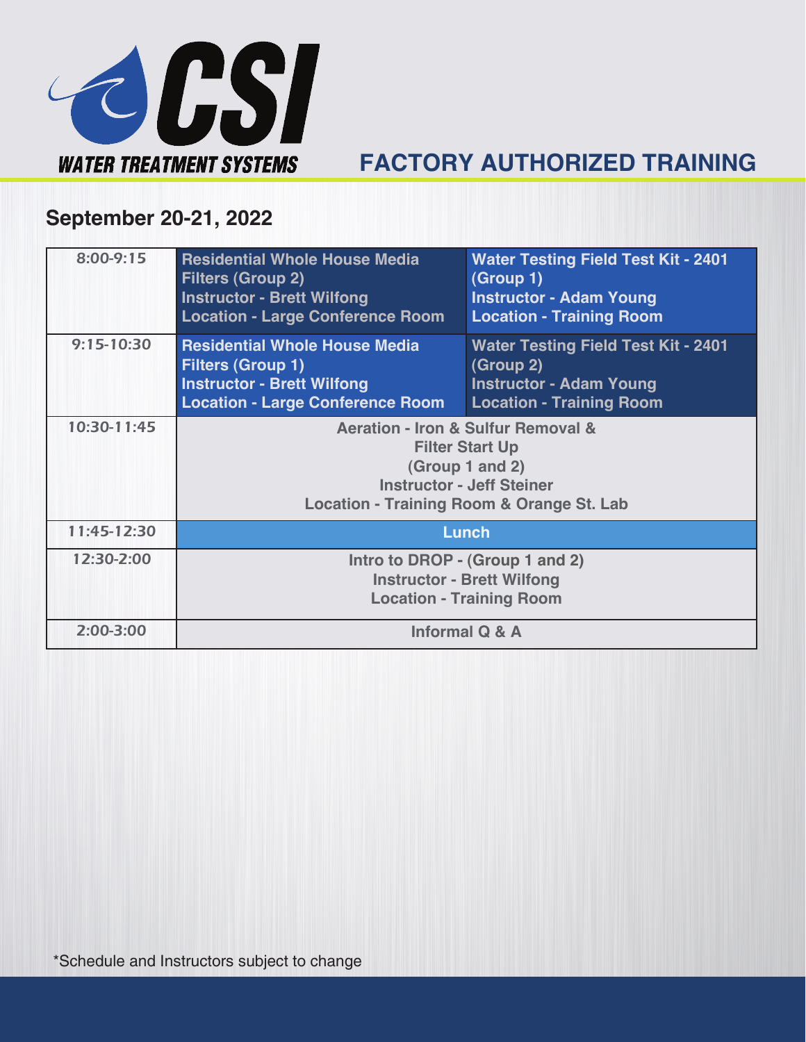CSI

WATER TREATMENT SYSTEMS

# FACTORY AUTHORIZED TRAINING

## September 20-21, 2022

| | | |
|---|---|---|
| 8:00-9:15 | Residential Whole House Media Filters (Group 2)<br>Instructor - Brett Wilfong<br>Location - Large Conference Room | Water Testing Field Test Kit - 2401 (Group 1)<br>Instructor - Adam Young<br>Location - Training Room |
| 9:15-10:30 | Residential Whole House Media Filters (Group 1)<br>Instructor - Brett Wilfong<br>Location - Large Conference Room | Water Testing Field Test Kit - 2401 (Group 2)<br>Instructor - Adam Young<br>Location - Training Room |
| 10:30-11:45 | Aeration - Iron & Sulfur Removal & Filter Start Up<br>(Group 1 and 2)<br>Instructor - Jeff Steiner<br>Location - Training Room & Orange St. Lab | |
| 11:45-12:30 | Lunch | |
| 12:30-2:00 | Intro to DROP - (Group 1 and 2)<br>Instructor - Brett Wilfong<br>Location - Training Room | |
| 2:00-3:00 | Informal Q & A | |

*Schedule and Instructors subject to change